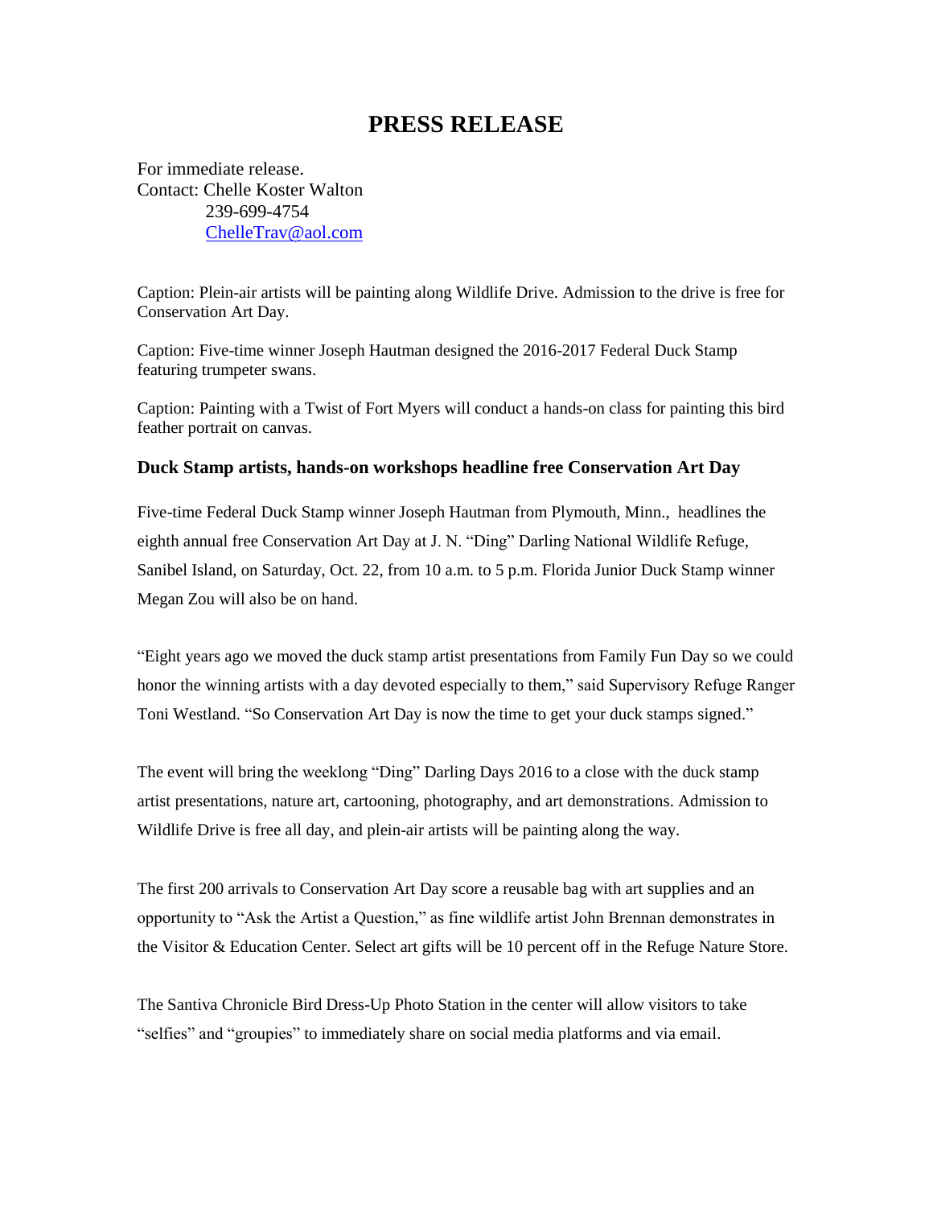# PRESS RELEASE

For immediate release.
Contact: Chelle Koster Walton
239-699-4754
ChelleTrav@aol.com

Caption: Plein-air artists will be painting along Wildlife Drive. Admission to the drive is free for Conservation Art Day.

Caption: Five-time winner Joseph Hautman designed the 2016-2017 Federal Duck Stamp featuring trumpeter swans.

Caption: Painting with a Twist of Fort Myers will conduct a hands-on class for painting this bird feather portrait on canvas.

### Duck Stamp artists, hands-on workshops headline free Conservation Art Day

Five-time Federal Duck Stamp winner Joseph Hautman from Plymouth, Minn., headlines the eighth annual free Conservation Art Day at J. N. "Ding" Darling National Wildlife Refuge, Sanibel Island, on Saturday, Oct. 22, from 10 a.m. to 5 p.m. Florida Junior Duck Stamp winner Megan Zou will also be on hand.

"Eight years ago we moved the duck stamp artist presentations from Family Fun Day so we could honor the winning artists with a day devoted especially to them," said Supervisory Refuge Ranger Toni Westland. "So Conservation Art Day is now the time to get your duck stamps signed."

The event will bring the weeklong "Ding" Darling Days 2016 to a close with the duck stamp artist presentations, nature art, cartooning, photography, and art demonstrations. Admission to Wildlife Drive is free all day, and plein-air artists will be painting along the way.

The first 200 arrivals to Conservation Art Day score a reusable bag with art supplies and an opportunity to "Ask the Artist a Question," as fine wildlife artist John Brennan demonstrates in the Visitor & Education Center. Select art gifts will be 10 percent off in the Refuge Nature Store.

The Santiva Chronicle Bird Dress-Up Photo Station in the center will allow visitors to take "selfies" and "groupies" to immediately share on social media platforms and via email.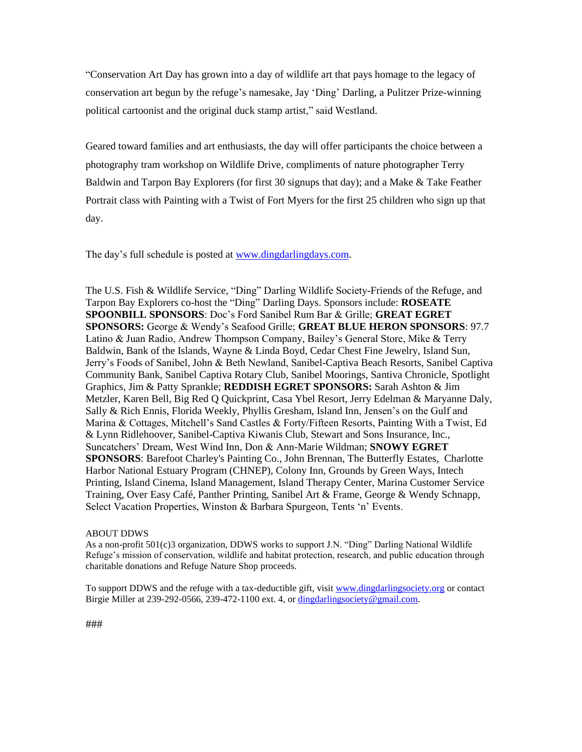"Conservation Art Day has grown into a day of wildlife art that pays homage to the legacy of conservation art begun by the refuge's namesake, Jay 'Ding' Darling, a Pulitzer Prize-winning political cartoonist and the original duck stamp artist," said Westland.

Geared toward families and art enthusiasts, the day will offer participants the choice between a photography tram workshop on Wildlife Drive, compliments of nature photographer Terry Baldwin and Tarpon Bay Explorers (for first 30 signups that day); and a Make & Take Feather Portrait class with Painting with a Twist of Fort Myers for the first 25 children who sign up that day.

The day's full schedule is posted at www.dingdarlingdays.com.

The U.S. Fish & Wildlife Service, "Ding" Darling Wildlife Society-Friends of the Refuge, and Tarpon Bay Explorers co-host the "Ding" Darling Days. Sponsors include: **ROSEATE SPOONBILL SPONSORS**: Doc's Ford Sanibel Rum Bar & Grille; **GREAT EGRET SPONSORS:** George & Wendy's Seafood Grille; **GREAT BLUE HERON SPONSORS**: 97.7 Latino & Juan Radio, Andrew Thompson Company, Bailey's General Store, Mike & Terry Baldwin, Bank of the Islands, Wayne & Linda Boyd, Cedar Chest Fine Jewelry, Island Sun, Jerry's Foods of Sanibel, John & Beth Newland, Sanibel-Captiva Beach Resorts, Sanibel Captiva Community Bank, Sanibel Captiva Rotary Club, Sanibel Moorings, Santiva Chronicle, Spotlight Graphics, Jim & Patty Sprankle; **REDDISH EGRET SPONSORS:** Sarah Ashton & Jim Metzler, Karen Bell, Big Red Q Quickprint, Casa Ybel Resort, Jerry Edelman & Maryanne Daly, Sally & Rich Ennis, Florida Weekly, Phyllis Gresham, Island Inn, Jensen's on the Gulf and Marina & Cottages, Mitchell's Sand Castles & Forty/Fifteen Resorts, Painting With a Twist, Ed & Lynn Ridlehoover, Sanibel-Captiva Kiwanis Club, Stewart and Sons Insurance, Inc., Suncatchers' Dream, West Wind Inn, Don & Ann-Marie Wildman; **SNOWY EGRET SPONSORS**: Barefoot Charley's Painting Co., John Brennan, The Butterfly Estates, Charlotte Harbor National Estuary Program (CHNEP), Colony Inn, Grounds by Green Ways, Intech Printing, Island Cinema, Island Management, Island Therapy Center, Marina Customer Service Training, Over Easy Café, Panther Printing, Sanibel Art & Frame, George & Wendy Schnapp, Select Vacation Properties, Winston & Barbara Spurgeon, Tents 'n' Events.

ABOUT DDWS

As a non-profit 501(c)3 organization, DDWS works to support J.N. "Ding" Darling National Wildlife Refuge's mission of conservation, wildlife and habitat protection, research, and public education through charitable donations and Refuge Nature Shop proceeds.

To support DDWS and the refuge with a tax-deductible gift, visit www.dingdarlingsociety.org or contact Birgie Miller at 239-292-0566, 239-472-1100 ext. 4, or dingdarlingsociety@gmail.com.

###